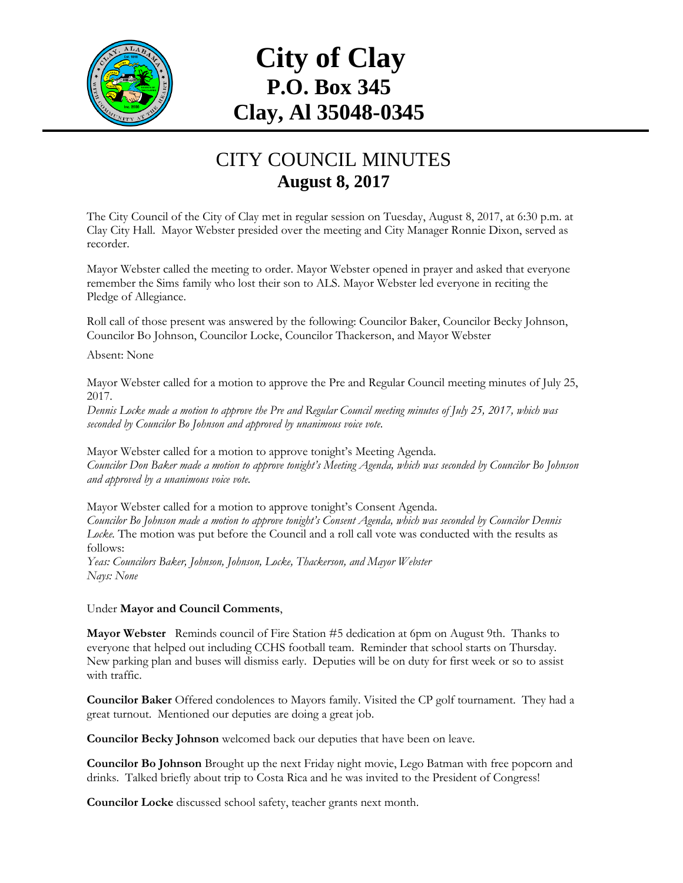# City of Clay
## P.O. Box 345
## Clay, Al 35048-0345

# CITY COUNCIL MINUTES
## August 8, 2017

The City Council of the City of Clay met in regular session on Tuesday, August 8, 2017, at 6:30 p.m. at Clay City Hall. Mayor Webster presided over the meeting and City Manager Ronnie Dixon, served as recorder.

Mayor Webster called the meeting to order. Mayor Webster opened in prayer and asked that everyone remember the Sims family who lost their son to ALS. Mayor Webster led everyone in reciting the Pledge of Allegiance.

Roll call of those present was answered by the following: Councilor Baker, Councilor Becky Johnson, Councilor Bo Johnson, Councilor Locke, Councilor Thackerson, and Mayor Webster

Absent: None

Mayor Webster called for a motion to approve the Pre and Regular Council meeting minutes of July 25, 2017.
*Dennis Locke made a motion to approve the Pre and Regular Council meeting minutes of July 25, 2017, which was seconded by Councilor Bo Johnson and approved by unanimous voice vote.*

Mayor Webster called for a motion to approve tonight's Meeting Agenda.
*Councilor Don Baker made a motion to approve tonight's Meeting Agenda, which was seconded by Councilor Bo Johnson and approved by a unanimous voice vote.*

Mayor Webster called for a motion to approve tonight's Consent Agenda.
*Councilor Bo Johnson made a motion to approve tonight's Consent Agenda, which was seconded by Councilor Dennis Locke.* The motion was put before the Council and a roll call vote was conducted with the results as follows:
*Yeas: Councilors Baker, Johnson, Johnson, Locke, Thackerson, and Mayor Webster*
*Nays: None*

Under **Mayor and Council Comments**,

**Mayor Webster** Reminds council of Fire Station #5 dedication at 6pm on August 9th. Thanks to everyone that helped out including CCHS football team. Reminder that school starts on Thursday. New parking plan and buses will dismiss early. Deputies will be on duty for first week or so to assist with traffic.

**Councilor Baker** Offered condolences to Mayors family. Visited the CP golf tournament. They had a great turnout. Mentioned our deputies are doing a great job.

**Councilor Becky Johnson** welcomed back our deputies that have been on leave.

**Councilor Bo Johnson** Brought up the next Friday night movie, Lego Batman with free popcorn and drinks. Talked briefly about trip to Costa Rica and he was invited to the President of Congress!

**Councilor Locke** discussed school safety, teacher grants next month.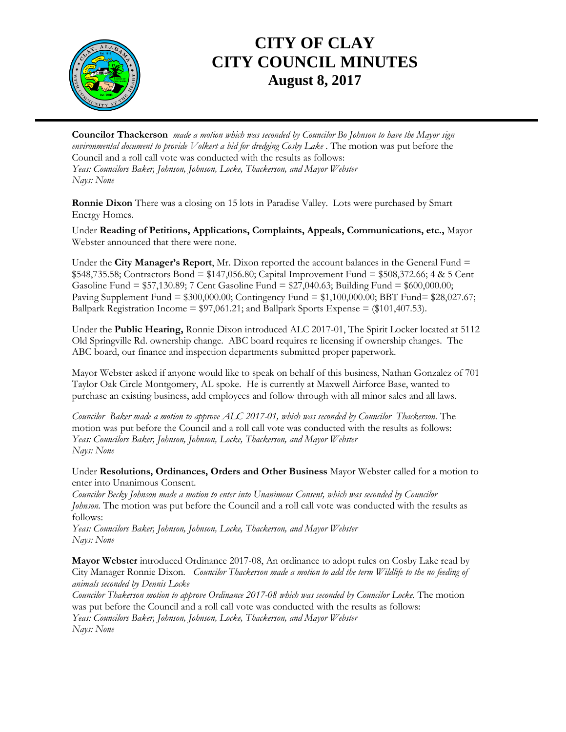# CITY OF CLAY
# CITY COUNCIL MINUTES
## August 8, 2017

**Councilor Thackerson** *made a motion which was seconded by Councilor Bo Johnson to have the Mayor sign environmental document to provide Volkert a bid for dredging Cosby Lake* . The motion was put before the Council and a roll call vote was conducted with the results as follows:
*Yeas: Councilors Baker, Johnson, Johnson, Locke, Thackerson, and Mayor Webster*
*Nays: None*

**Ronnie Dixon** There was a closing on 15 lots in Paradise Valley. Lots were purchased by Smart Energy Homes.

Under **Reading of Petitions, Applications, Complaints, Appeals, Communications, etc.,** Mayor Webster announced that there were none.

Under the **City Manager's Report**, Mr. Dixon reported the account balances in the General Fund = $548,735.58; Contractors Bond = $147,056.80; Capital Improvement Fund = $508,372.66; 4 & 5 Cent Gasoline Fund = $57,130.89; 7 Cent Gasoline Fund = $27,040.63; Building Fund = $600,000.00; Paving Supplement Fund = $300,000.00; Contingency Fund = $1,100,000.00; BBT Fund= $28,027.67; Ballpark Registration Income = $97,061.21; and Ballpark Sports Expense = ($101,407.53).

Under the **Public Hearing,** Ronnie Dixon introduced ALC 2017-01, The Spirit Locker located at 5112 Old Springville Rd. ownership change. ABC board requires re licensing if ownership changes. The ABC board, our finance and inspection departments submitted proper paperwork.

Mayor Webster asked if anyone would like to speak on behalf of this business, Nathan Gonzalez of 701 Taylor Oak Circle Montgomery, AL spoke. He is currently at Maxwell Airforce Base, wanted to purchase an existing business, add employees and follow through with all minor sales and all laws.

*Councilor Baker made a motion to approve ALC 2017-01, which was seconded by Councilor Thackerson.* The motion was put before the Council and a roll call vote was conducted with the results as follows:
*Yeas: Councilors Baker, Johnson, Johnson, Locke, Thackerson, and Mayor Webster*
*Nays: None*

Under **Resolutions, Ordinances, Orders and Other Business** Mayor Webster called for a motion to enter into Unanimous Consent.
*Councilor Becky Johnson made a motion to enter into Unanimous Consent, which was seconded by Councilor Johnson.* The motion was put before the Council and a roll call vote was conducted with the results as follows:
*Yeas: Councilors Baker, Johnson, Johnson, Locke, Thackerson, and Mayor Webster*
*Nays: None*

**Mayor Webster** introduced Ordinance 2017-08, An ordinance to adopt rules on Cosby Lake read by City Manager Ronnie Dixon. *Councilor Thackerson made a motion to add the term Wildlife to the no feeding of animals seconded by Dennis Locke*
*Councilor Thakerson motion to approve Ordinance 2017-08 which was seconded by Councilor Locke.* The motion was put before the Council and a roll call vote was conducted with the results as follows:
*Yeas: Councilors Baker, Johnson, Johnson, Locke, Thackerson, and Mayor Webster*
*Nays: None*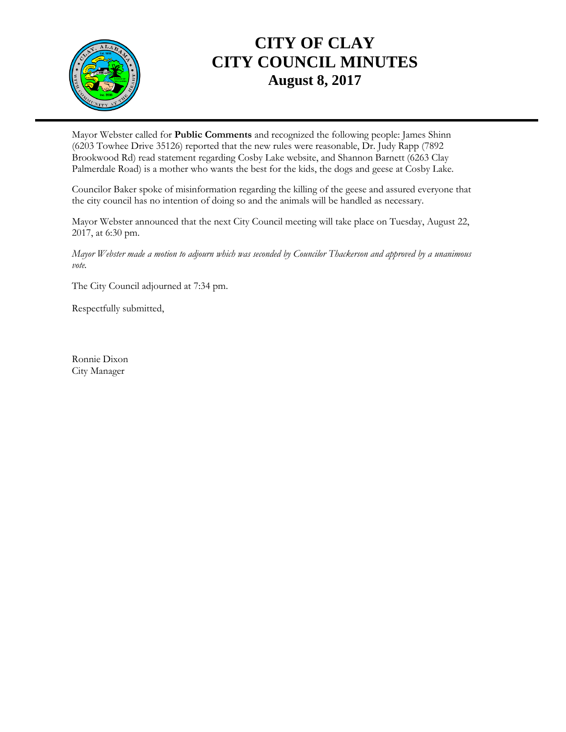# CITY OF CLAY
# CITY COUNCIL MINUTES
## August 8, 2017

Mayor Webster called for **Public Comments** and recognized the following people: James Shinn (6203 Towhee Drive 35126) reported that the new rules were reasonable, Dr. Judy Rapp (7892 Brookwood Rd) read statement regarding Cosby Lake website, and Shannon Barnett (6263 Clay Palmerdale Road) is a mother who wants the best for the kids, the dogs and geese at Cosby Lake.

Councilor Baker spoke of misinformation regarding the killing of the geese and assured everyone that the city council has no intention of doing so and the animals will be handled as necessary.

Mayor Webster announced that the next City Council meeting will take place on Tuesday, August 22, 2017, at 6:30 pm.

*Mayor Webster made a motion to adjourn which was seconded by Councilor Thackerson and approved by a unanimous vote.*

The City Council adjourned at 7:34 pm.

Respectfully submitted,

Ronnie Dixon
City Manager